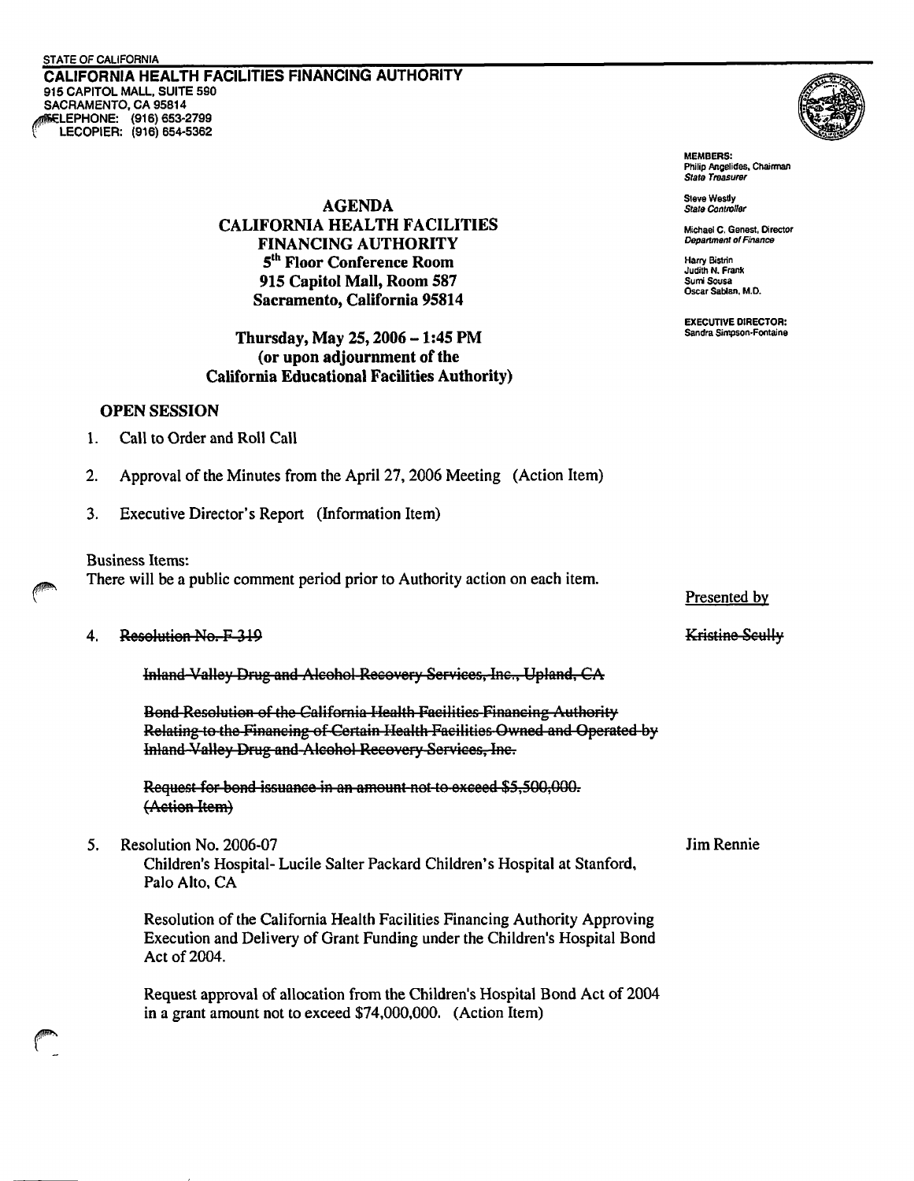STATE OF CALIFORNIA

**CALIFORNIA HEALTH FACILITIES FINANCING AUTHORITY**
915 CAPITOL MALL, SUITE 590
SACRAMENTO, CA 95814
TELEPHONE: (916) 653-2799
TELECOPIER: (916) 654-5362

**MEMBERS:**
Philip Angelides, Chairman
*State Treasurer*

Steve Westly
*State Controller*

Michael C. Genest, Director
*Department of Finance*

Harry Bistrin
Judith N. Frank
Sumi Sousa
Oscar Sablan, M.D.

**EXECUTIVE DIRECTOR:**
Sandra Simpson-Fontaine

# AGENDA
## CALIFORNIA HEALTH FACILITIES FINANCING AUTHORITY

**5th Floor Conference Room**
**915 Capitol Mall, Room 587**
**Sacramento, California 95814**

**Thursday, May 25, 2006 – 1:45 PM**
**(or upon adjournment of the California Educational Facilities Authority)**

### OPEN SESSION

1. Call to Order and Roll Call

2. Approval of the Minutes from the April 27, 2006 Meeting (Action Item)

3. Executive Director's Report (Information Item)

Business Items:
There will be a public comment period prior to Authority action on each item.

Presented by

4. ~~Resolution No. F-319~~ — ~~Kristine Scully~~

   ~~Inland Valley Drug and Alcohol Recovery Services, Inc., Upland, CA~~

   ~~Bond Resolution of the California Health Facilities Financing Authority Relating to the Financing of Certain Health Facilities Owned and Operated by Inland Valley Drug and Alcohol Recovery Services, Inc.~~

   ~~Request for bond issuance in an amount not to exceed $5,500,000. (Action Item)~~

5. Resolution No. 2006-07 — Jim Rennie

   Children's Hospital- Lucile Salter Packard Children's Hospital at Stanford, Palo Alto, CA

   Resolution of the California Health Facilities Financing Authority Approving Execution and Delivery of Grant Funding under the Children's Hospital Bond Act of 2004.

   Request approval of allocation from the Children's Hospital Bond Act of 2004 in a grant amount not to exceed $74,000,000. (Action Item)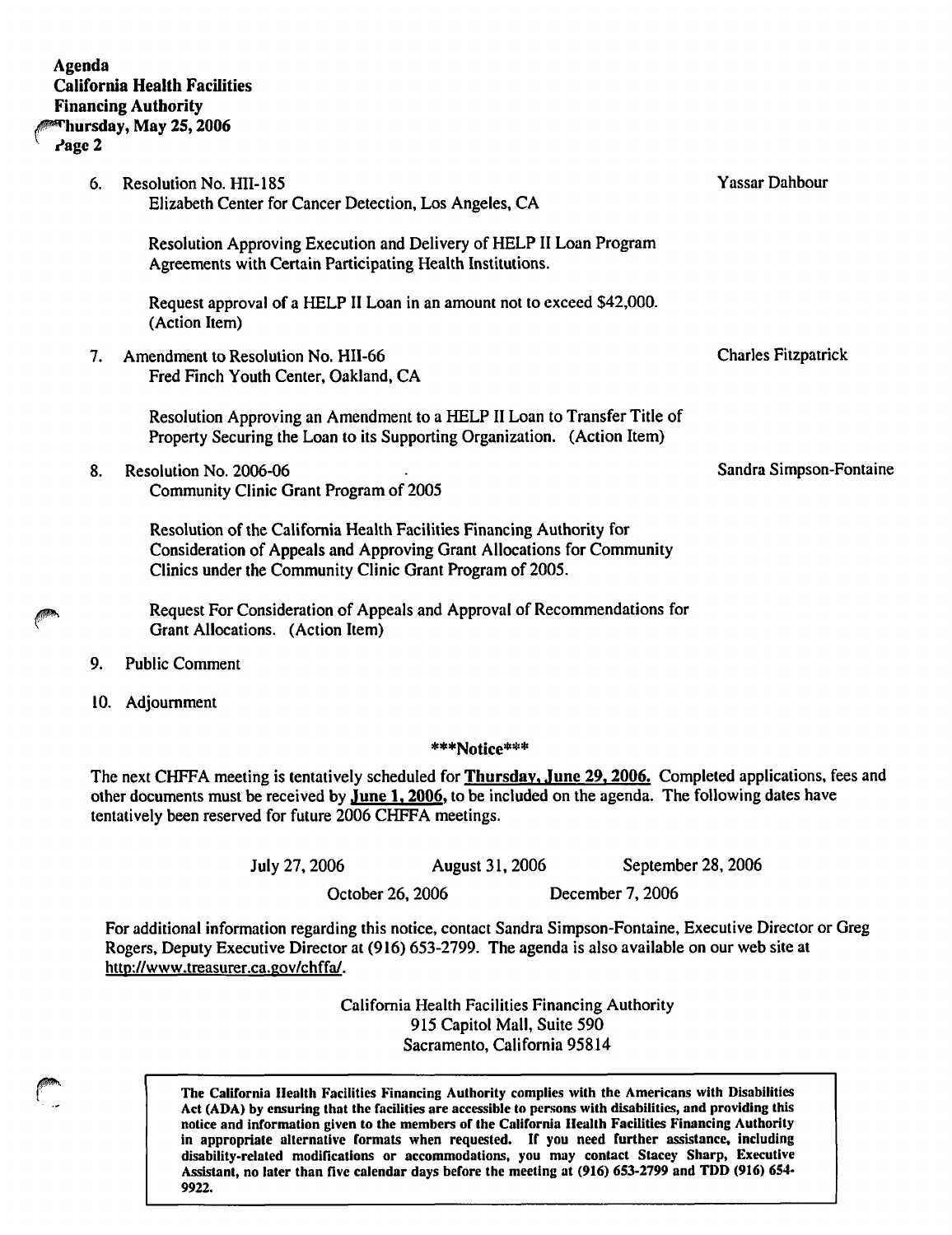6. Resolution No. HII-185 — Yassar Dahbour
   Elizabeth Center for Cancer Detection, Los Angeles, CA

   Resolution Approving Execution and Delivery of HELP II Loan Program Agreements with Certain Participating Health Institutions.

   Request approval of a HELP II Loan in an amount not to exceed $42,000. (Action Item)

7. Amendment to Resolution No. HII-66 — Charles Fitzpatrick
   Fred Finch Youth Center, Oakland, CA

   Resolution Approving an Amendment to a HELP II Loan to Transfer Title of Property Securing the Loan to its Supporting Organization. (Action Item)

8. Resolution No. 2006-06 — Sandra Simpson-Fontaine
   Community Clinic Grant Program of 2005

   Resolution of the California Health Facilities Financing Authority for Consideration of Appeals and Approving Grant Allocations for Community Clinics under the Community Clinic Grant Program of 2005.

   Request For Consideration of Appeals and Approval of Recommendations for Grant Allocations. (Action Item)

9. Public Comment

10. Adjournment

### ***Notice***

The next CHFFA meeting is tentatively scheduled for **Thursday, June 29, 2006.** Completed applications, fees and other documents must be received by **June 1, 2006,** to be included on the agenda. The following dates have tentatively been reserved for future 2006 CHFFA meetings.

July 27, 2006 — August 31, 2006 — September 28, 2006

October 26, 2006 — December 7, 2006

For additional information regarding this notice, contact Sandra Simpson-Fontaine, Executive Director or Greg Rogers, Deputy Executive Director at (916) 653-2799. The agenda is also available on our web site at http://www.treasurer.ca.gov/chffa/.

California Health Facilities Financing Authority
915 Capitol Mall, Suite 590
Sacramento, California 95814

**The California Health Facilities Financing Authority complies with the Americans with Disabilities Act (ADA) by ensuring that the facilities are accessible to persons with disabilities, and providing this notice and information given to the members of the California Health Facilities Financing Authority in appropriate alternative formats when requested. If you need further assistance, including disability-related modifications or accommodations, you may contact Stacey Sharp, Executive Assistant, no later than five calendar days before the meeting at (916) 653-2799 and TDD (916) 654-9922.**